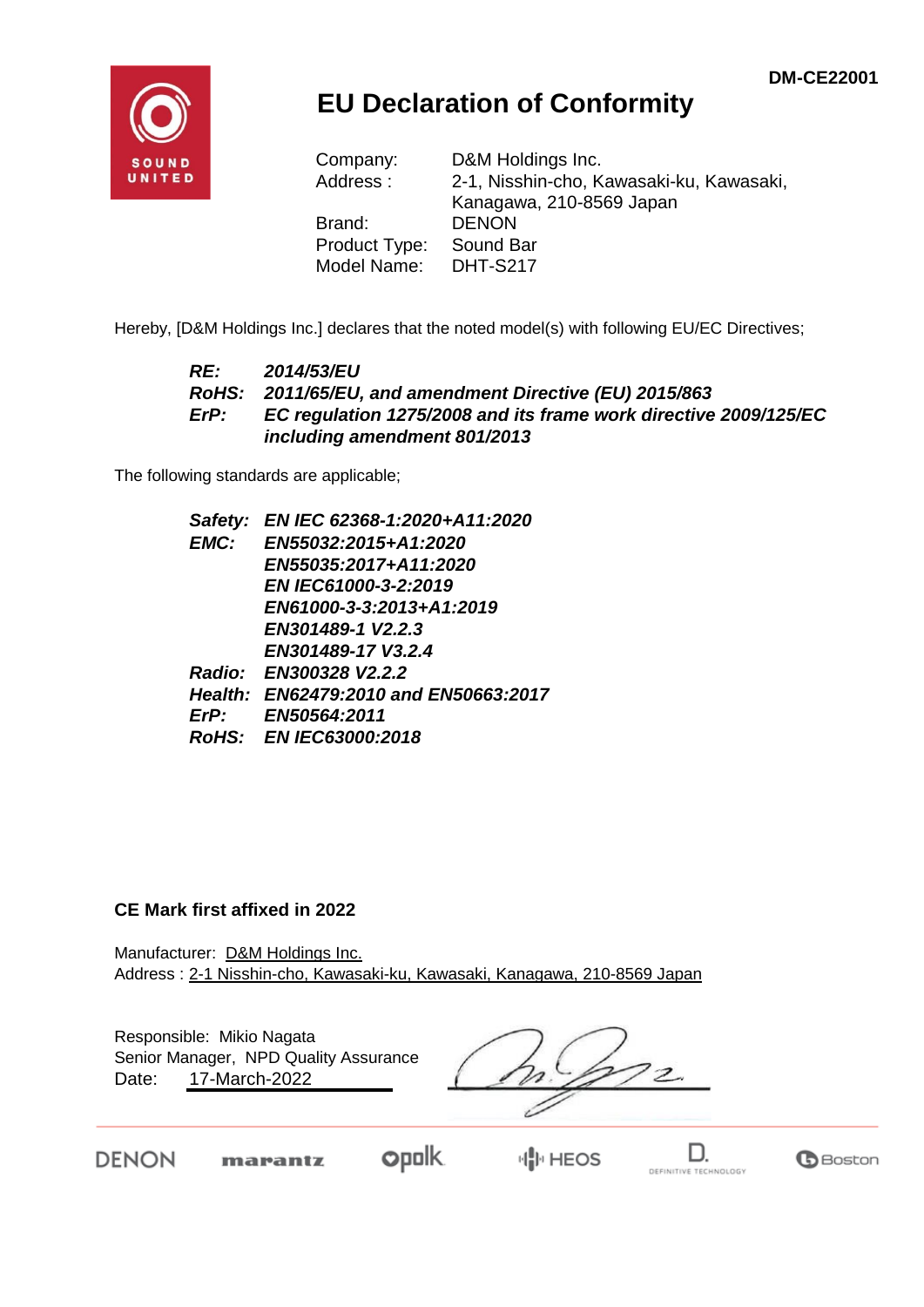DM-CE22001

# EU Declaration of Conformity

| | |
|---|---|
| Company: | D&M Holdings Inc. |
| Address : | 2-1, Nisshin-cho, Kawasaki-ku, Kawasaki, Kanagawa, 210-8569 Japan |
| Brand: | DENON |
| Product Type: | Sound Bar |
| Model Name: | DHT-S217 |

Hereby, [D&M Holdings Inc.] declares that the noted model(s) with following EU/EC Directives;

***RE:*** ***2014/53/EU***
***RoHS:*** ***2011/65/EU, and amendment Directive (EU) 2015/863***
***ErP:*** ***EC regulation 1275/2008 and its frame work directive 2009/125/EC including amendment 801/2013***

The following standards are applicable;

***Safety:*** ***EN IEC 62368-1:2020+A11:2020***
***EMC:*** ***EN55032:2015+A1:2020***
***EN55035:2017+A11:2020***
***EN IEC61000-3-2:2019***
***EN61000-3-3:2013+A1:2019***
***EN301489-1 V2.2.3***
***EN301489-17 V3.2.4***
***Radio:*** ***EN300328 V2.2.2***
***Health:*** ***EN62479:2010 and EN50663:2017***
***ErP:*** ***EN50564:2011***
***RoHS:*** ***EN IEC63000:2018***

**CE Mark first affixed in 2022**

Manufacturer: D&M Holdings Inc.
Address : 2-1 Nisshin-cho, Kawasaki-ku, Kawasaki, Kanagawa, 210-8569 Japan

Responsible: Mikio Nagata
Senior Manager, NPD Quality Assurance
Date: 17-March-2022

DENON marantz polk HEOS DEFINITIVE TECHNOLOGY Boston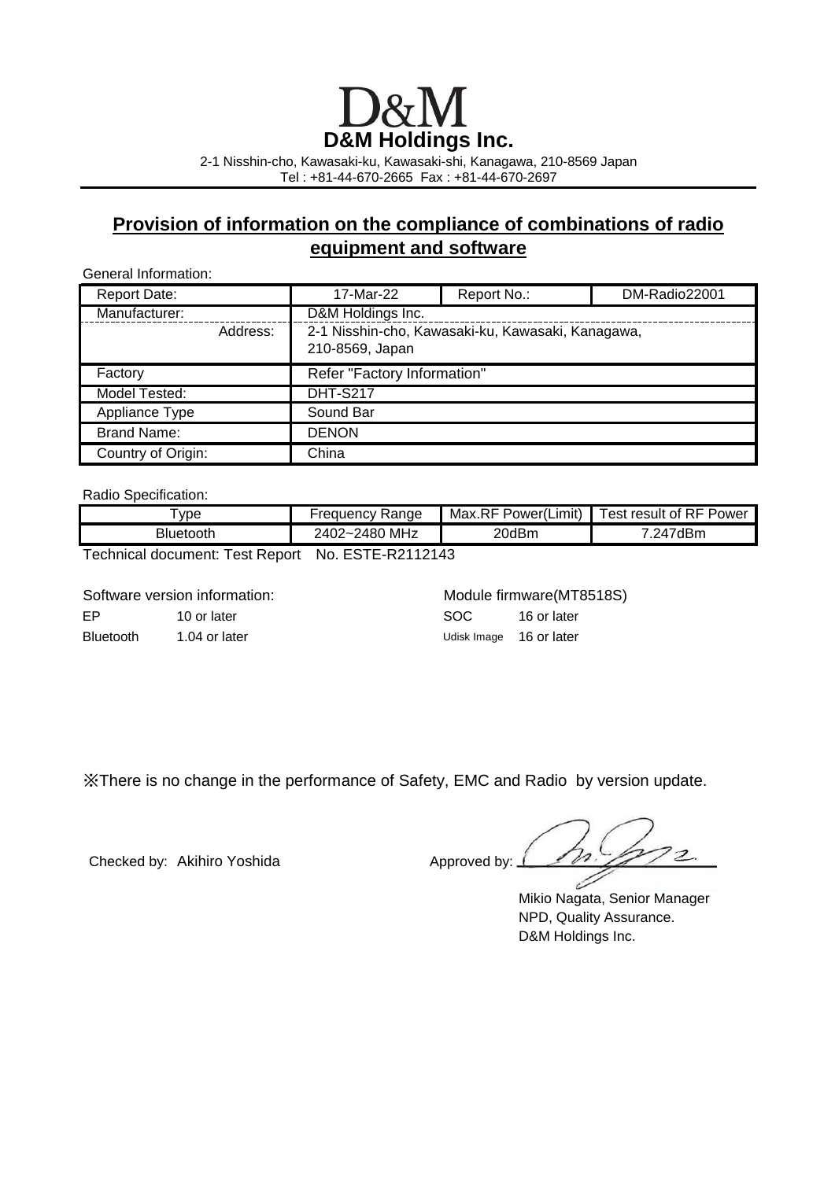# D&M

**D&M Holdings Inc.**

2-1 Nisshin-cho, Kawasaki-ku, Kawasaki-shi, Kanagawa, 210-8569 Japan
Tel : +81-44-670-2665 Fax : +81-44-670-2697

## Provision of information on the compliance of combinations of radio equipment and software

General Information:

| Report Date: | 17-Mar-22 | Report No.: | DM-Radio22001 |
|---|---|---|---|
| Manufacturer: | D&M Holdings Inc. | | |
| Address: | 2-1 Nisshin-cho, Kawasaki-ku, Kawasaki-shi, Kanagawa, 210-8569, Japan | | |
| Factory | Refer "Factory Information" | | |
| Model Tested: | DHT-S217 | | |
| Appliance Type | Sound Bar | | |
| Brand Name: | DENON | | |
| Country of Origin: | China | | |

Radio Specification:

| Type | Frequency Range | Max.RF Power(Limit) | Test result of RF Power |
|---|---|---|---|
| Bluetooth | 2402~2480 MHz | 20dBm | 7.247dBm |

Technical document: Test Report No. ESTE-R2112143

Software version information:

| | |
|---|---|
| EP | 10 or later |
| Bluetooth | 1.04 or later |

Module firmware(MT8518S)

| | |
|---|---|
| SOC | 16 or later |
| Udisk Image | 16 or later |

※There is no change in the performance of Safety, EMC and Radio by version update.

Checked by: Akihiro Yoshida

Approved by: [signature]

Mikio Nagata, Senior Manager
NPD, Quality Assurance.
D&M Holdings Inc.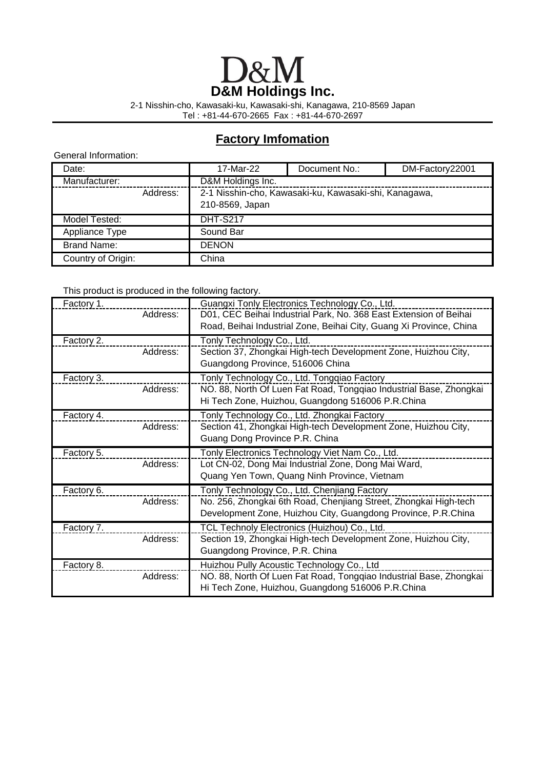# D&M

**D&M Holdings Inc.**

2-1 Nisshin-cho, Kawasaki-ku, Kawasaki-shi, Kanagawa, 210-8569 Japan
Tel : +81-44-670-2665 Fax : +81-44-670-2697

## Factory Imfomation

General Information:

| | | | |
|---|---|---|---|
| Date: | 17-Mar-22 | Document No.: | DM-Factory22001 |
| Manufacturer: | D&M Holdings Inc. | | |
| Address: | 2-1 Nisshin-cho, Kawasaki-ku, Kawasaki-shi, Kanagawa, 210-8569, Japan | | |
| Model Tested: | DHT-S217 | | |
| Appliance Type | Sound Bar | | |
| Brand Name: | DENON | | |
| Country of Origin: | China | | |

This product is produced in the following factory.

| | |
|---|---|
| Factory 1. | Guangxi Tonly Electronics Technology Co., Ltd. |
| Address: | D01, CEC Beihai Industrial Park, No. 368 East Extension of Beihai Road, Beihai Industrial Zone, Beihai City, Guang Xi Province, China |
| Factory 2. | Tonly Technology Co., Ltd. |
| Address: | Section 37, Zhongkai High-tech Development Zone, Huizhou City, Guangdong Province, 516006 China |
| Factory 3. | Tonly Technology Co., Ltd. Tongqiao Factory |
| Address: | NO. 88, North Of Luen Fat Road, Tongqiao Industrial Base, Zhongkai Hi Tech Zone, Huizhou, Guangdong 516006 P.R.China |
| Factory 4. | Tonly Technology Co., Ltd. Zhongkai Factory |
| Address: | Section 41, Zhongkai High-tech Development Zone, Huizhou City, Guang Dong Province P.R. China |
| Factory 5. | Tonly Electronics Technology Viet Nam Co., Ltd. |
| Address: | Lot CN-02, Dong Mai Industrial Zone, Dong Mai Ward, Quang Yen Town, Quang Ninh Province, Vietnam |
| Factory 6. | Tonly Technology Co., Ltd. Chenjiang Factory |
| Address: | No. 256, Zhongkai 6th Road, Chenjiang Street, Zhongkai High-tech Development Zone, Huizhou City, Guangdong Province, P.R.China |
| Factory 7. | TCL Technoly Electronics (Huizhou) Co., Ltd. |
| Address: | Section 19, Zhongkai High-tech Development Zone, Huizhou City, Guangdong Province, P.R. China |
| Factory 8. | Huizhou Pully Acoustic Technology Co., Ltd |
| Address: | NO. 88, North Of Luen Fat Road, Tongqiao Industrial Base, Zhongkai Hi Tech Zone, Huizhou, Guangdong 516006 P.R.China |